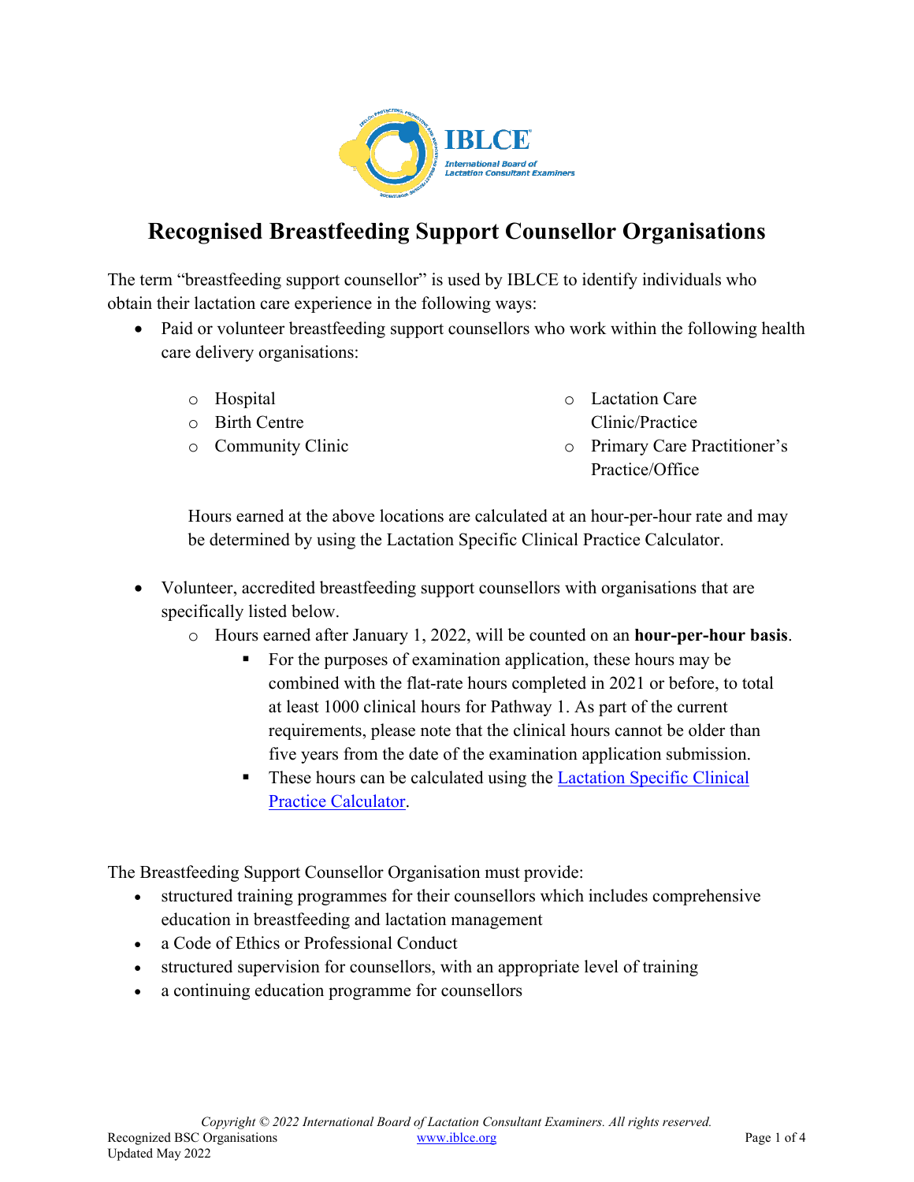# Recognised Breastfeeding Support Counsellor Organisations

The term "breastfeeding support counsellor" is used by IBLCE to identify individuals who obtain their lactation care experience in the following ways:

- Paid or volunteer breastfeeding support counsellors who work within the following health care delivery organisations:
  - Hospital
  - Birth Centre
  - Community Clinic
  - Lactation Care Clinic/Practice
  - Primary Care Practitioner's Practice/Office

  Hours earned at the above locations are calculated at an hour-per-hour rate and may be determined by using the Lactation Specific Clinical Practice Calculator.

- Volunteer, accredited breastfeeding support counsellors with organisations that are specifically listed below.
  - Hours earned after January 1, 2022, will be counted on an **hour-per-hour basis**.
    - For the purposes of examination application, these hours may be combined with the flat-rate hours completed in 2021 or before, to total at least 1000 clinical hours for Pathway 1. As part of the current requirements, please note that the clinical hours cannot be older than five years from the date of the examination application submission.
    - These hours can be calculated using the Lactation Specific Clinical Practice Calculator.

The Breastfeeding Support Counsellor Organisation must provide:

- structured training programmes for their counsellors which includes comprehensive education in breastfeeding and lactation management
- a Code of Ethics or Professional Conduct
- structured supervision for counsellors, with an appropriate level of training
- a continuing education programme for counsellors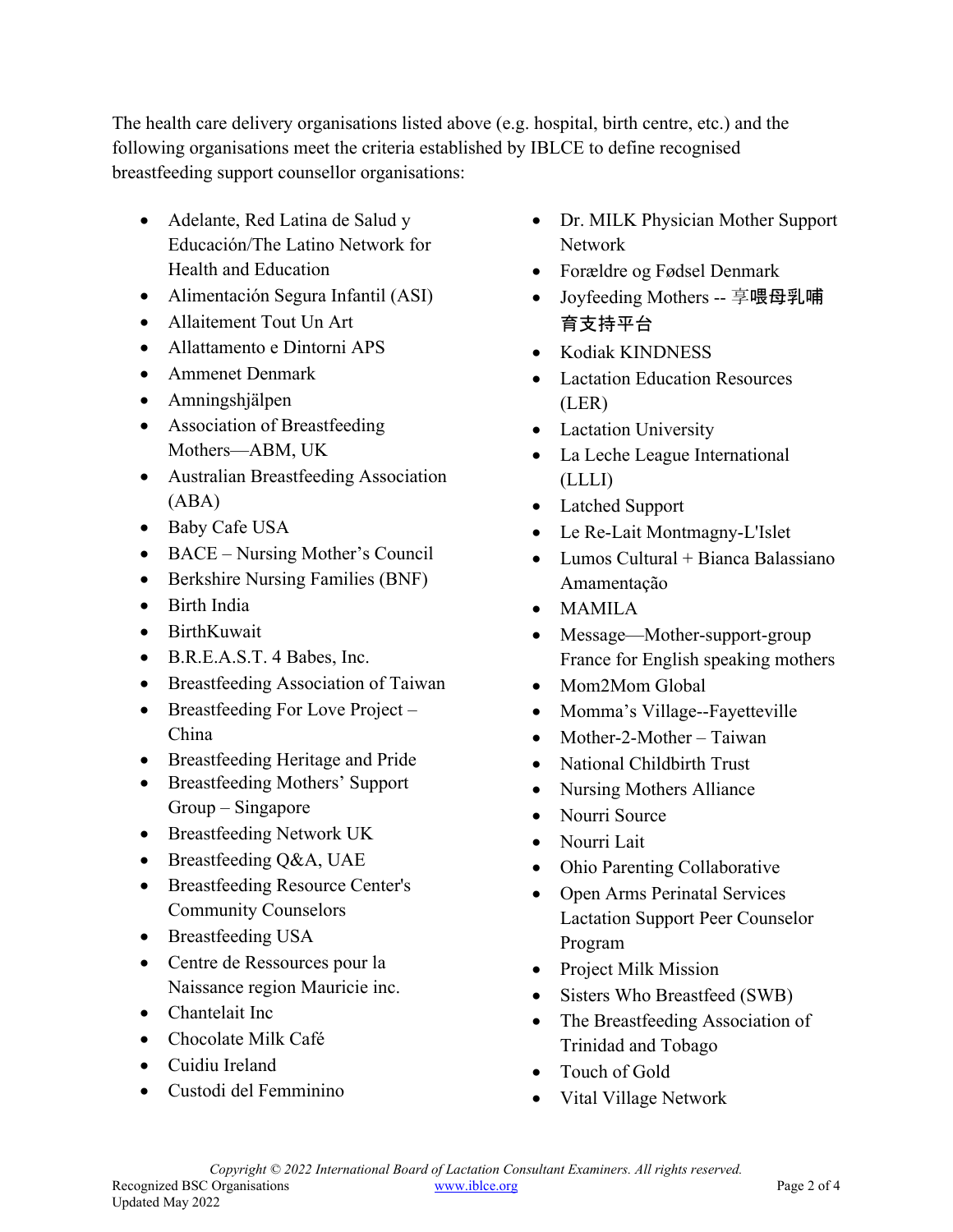The health care delivery organisations listed above (e.g. hospital, birth centre, etc.) and the following organisations meet the criteria established by IBLCE to define recognised breastfeeding support counsellor organisations:

- Adelante, Red Latina de Salud y Educación/The Latino Network for Health and Education
- Alimentación Segura Infantil (ASI)
- Allaitement Tout Un Art
- Allattamento e Dintorni APS
- Ammenet Denmark
- Amningshjälpen
- Association of Breastfeeding Mothers—ABM, UK
- Australian Breastfeeding Association (ABA)
- Baby Cafe USA
- BACE – Nursing Mother's Council
- Berkshire Nursing Families (BNF)
- Birth India
- BirthKuwait
- B.R.E.A.S.T. 4 Babes, Inc.
- Breastfeeding Association of Taiwan
- Breastfeeding For Love Project – China
- Breastfeeding Heritage and Pride
- Breastfeeding Mothers' Support Group – Singapore
- Breastfeeding Network UK
- Breastfeeding Q&A, UAE
- Breastfeeding Resource Center's Community Counselors
- Breastfeeding USA
- Centre de Ressources pour la Naissance region Mauricie inc.
- Chantelait Inc
- Chocolate Milk Café
- Cuidiu Ireland
- Custodi del Femminino
- Dr. MILK Physician Mother Support Network
- Forældre og Fødsel Denmark
- Joyfeeding Mothers -- 享喂母乳哺育支持平台
- Kodiak KINDNESS
- Lactation Education Resources (LER)
- Lactation University
- La Leche League International (LLLI)
- Latched Support
- Le Re-Lait Montmagny-L'Islet
- Lumos Cultural + Bianca Balassiano Amamentação
- MAMILA
- Message—Mother-support-group France for English speaking mothers
- Mom2Mom Global
- Momma's Village--Fayetteville
- Mother-2-Mother – Taiwan
- National Childbirth Trust
- Nursing Mothers Alliance
- Nourri Source
- Nourri Lait
- Ohio Parenting Collaborative
- Open Arms Perinatal Services Lactation Support Peer Counselor Program
- Project Milk Mission
- Sisters Who Breastfeed (SWB)
- The Breastfeeding Association of Trinidad and Tobago
- Touch of Gold
- Vital Village Network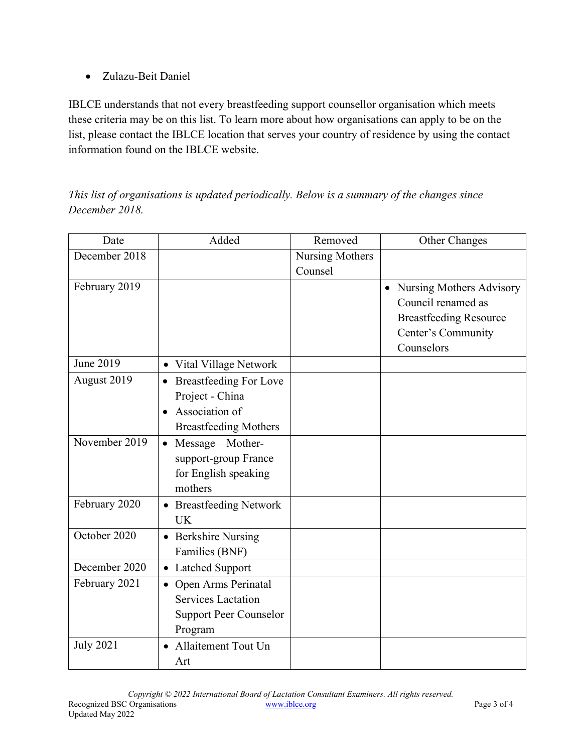- Zulazu-Beit Daniel

IBLCE understands that not every breastfeeding support counsellor organisation which meets these criteria may be on this list. To learn more about how organisations can apply to be on the list, please contact the IBLCE location that serves your country of residence by using the contact information found on the IBLCE website.

*This list of organisations is updated periodically. Below is a summary of the changes since December 2018.*

| Date | Added | Removed | Other Changes |
|---|---|---|---|
| December 2018 | | Nursing Mothers Counsel | |
| February 2019 | | | • Nursing Mothers Advisory Council renamed as Breastfeeding Resource Center's Community Counselors |
| June 2019 | • Vital Village Network | | |
| August 2019 | • Breastfeeding For Love Project - China<br>• Association of Breastfeeding Mothers | | |
| November 2019 | • Message—Mother-support-group France for English speaking mothers | | |
| February 2020 | • Breastfeeding Network UK | | |
| October 2020 | • Berkshire Nursing Families (BNF) | | |
| December 2020 | • Latched Support | | |
| February 2021 | • Open Arms Perinatal Services Lactation Support Peer Counselor Program | | |
| July 2021 | • Allaitement Tout Un Art | | |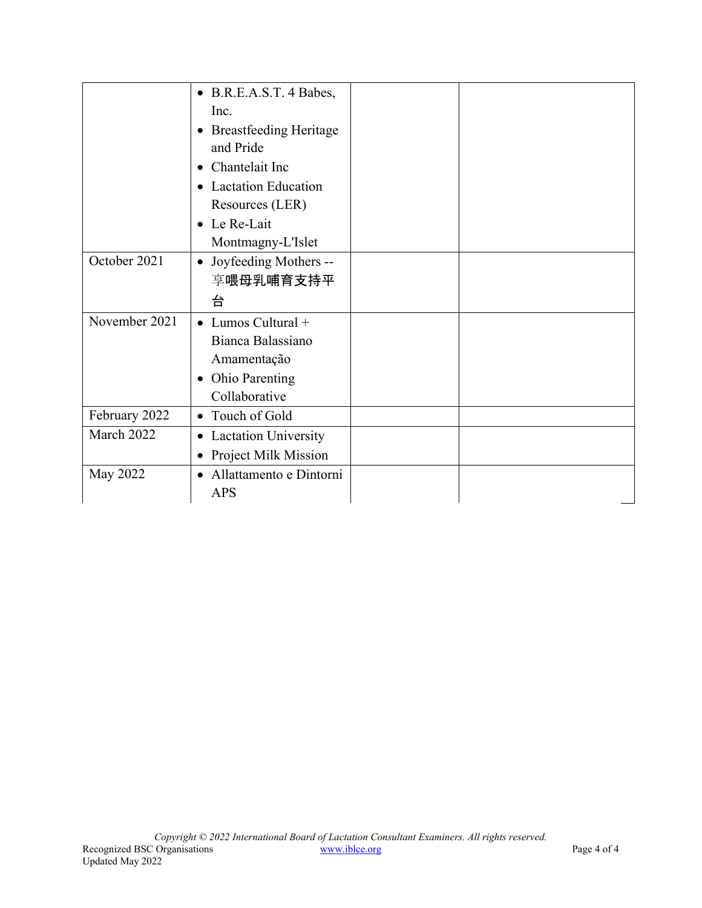| | | | |
|---|---|---|---|
| | • B.R.E.A.S.T. 4 Babes, Inc.<br>• Breastfeeding Heritage and Pride<br>• Chantelait Inc<br>• Lactation Education Resources (LER)<br>• Le Re-Lait Montmagny-L'Islet | | |
| October 2021 | • Joyfeeding Mothers -- 享喂母乳哺育支持平台 | | |
| November 2021 | • Lumos Cultural + Bianca Balassiano Amamentação<br>• Ohio Parenting Collaborative | | |
| February 2022 | • Touch of Gold | | |
| March 2022 | • Lactation University<br>• Project Milk Mission | | |
| May 2022 | • Allattamento e Dintorni APS | | |

*Copyright © 2022 International Board of Lactation Consultant Examiners. All rights reserved.*
Recognized BSC Organisations
Updated May 2022
www.iblce.org